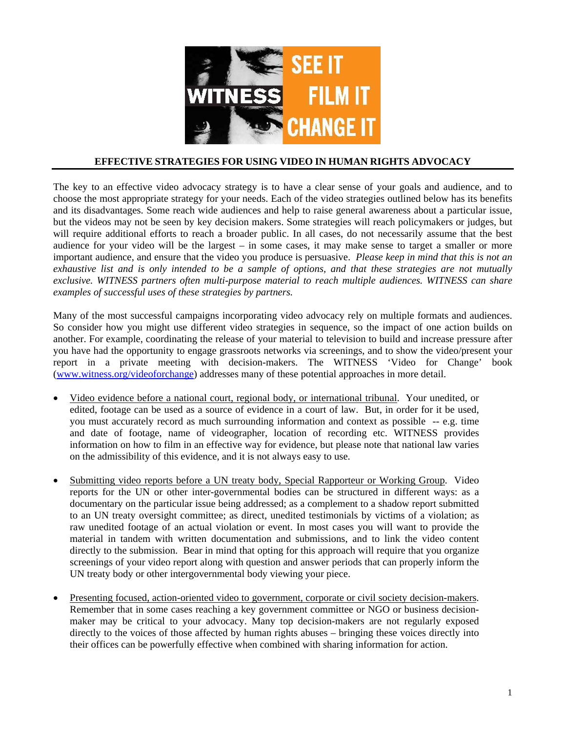# EFFECTIVE STRATEGIES FOR USING VIDEO IN HUMAN RIGHTS ADVOCACY

The key to an effective video advocacy strategy is to have a clear sense of your goals and audience, and to choose the most appropriate strategy for your needs. Each of the video strategies outlined below has its benefits and its disadvantages. Some reach wide audiences and help to raise general awareness about a particular issue, but the videos may not be seen by key decision makers. Some strategies will reach policymakers or judges, but will require additional efforts to reach a broader public. In all cases, do not necessarily assume that the best audience for your video will be the largest – in some cases, it may make sense to target a smaller or more important audience, and ensure that the video you produce is persuasive. *Please keep in mind that this is not an exhaustive list and is only intended to be a sample of options, and that these strategies are not mutually exclusive. WITNESS partners often multi-purpose material to reach multiple audiences. WITNESS can share examples of successful uses of these strategies by partners.*

Many of the most successful campaigns incorporating video advocacy rely on multiple formats and audiences. So consider how you might use different video strategies in sequence, so the impact of one action builds on another. For example, coordinating the release of your material to television to build and increase pressure after you have had the opportunity to engage grassroots networks via screenings, and to show the video/present your report in a private meeting with decision-makers. The WITNESS 'Video for Change' book (www.witness.org/videoforchange) addresses many of these potential approaches in more detail.

- Video evidence before a national court, regional body, or international tribunal. Your unedited, or edited, footage can be used as a source of evidence in a court of law. But, in order for it be used, you must accurately record as much surrounding information and context as possible -- e.g. time and date of footage, name of videographer, location of recording etc. WITNESS provides information on how to film in an effective way for evidence, but please note that national law varies on the admissibility of this evidence, and it is not always easy to use.

- Submitting video reports before a UN treaty body, Special Rapporteur or Working Group. Video reports for the UN or other inter-governmental bodies can be structured in different ways: as a documentary on the particular issue being addressed; as a complement to a shadow report submitted to an UN treaty oversight committee; as direct, unedited testimonials by victims of a violation; as raw unedited footage of an actual violation or event. In most cases you will want to provide the material in tandem with written documentation and submissions, and to link the video content directly to the submission. Bear in mind that opting for this approach will require that you organize screenings of your video report along with question and answer periods that can properly inform the UN treaty body or other intergovernmental body viewing your piece.

- Presenting focused, action-oriented video to government, corporate or civil society decision-makers. Remember that in some cases reaching a key government committee or NGO or business decision-maker may be critical to your advocacy. Many top decision-makers are not regularly exposed directly to the voices of those affected by human rights abuses – bringing these voices directly into their offices can be powerfully effective when combined with sharing information for action.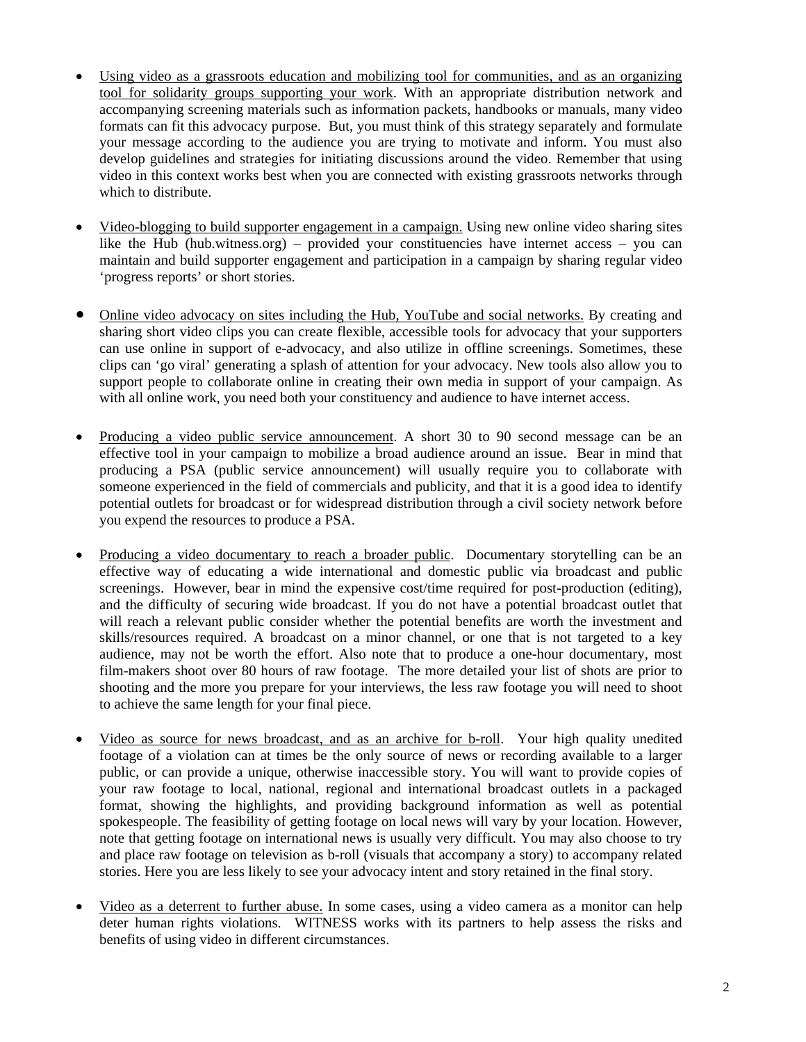- Using video as a grassroots education and mobilizing tool for communities, and as an organizing tool for solidarity groups supporting your work. With an appropriate distribution network and accompanying screening materials such as information packets, handbooks or manuals, many video formats can fit this advocacy purpose. But, you must think of this strategy separately and formulate your message according to the audience you are trying to motivate and inform. You must also develop guidelines and strategies for initiating discussions around the video. Remember that using video in this context works best when you are connected with existing grassroots networks through which to distribute.

- Video-blogging to build supporter engagement in a campaign. Using new online video sharing sites like the Hub (hub.witness.org) – provided your constituencies have internet access – you can maintain and build supporter engagement and participation in a campaign by sharing regular video 'progress reports' or short stories.

- Online video advocacy on sites including the Hub, YouTube and social networks. By creating and sharing short video clips you can create flexible, accessible tools for advocacy that your supporters can use online in support of e-advocacy, and also utilize in offline screenings. Sometimes, these clips can 'go viral' generating a splash of attention for your advocacy. New tools also allow you to support people to collaborate online in creating their own media in support of your campaign. As with all online work, you need both your constituency and audience to have internet access.

- Producing a video public service announcement. A short 30 to 90 second message can be an effective tool in your campaign to mobilize a broad audience around an issue. Bear in mind that producing a PSA (public service announcement) will usually require you to collaborate with someone experienced in the field of commercials and publicity, and that it is a good idea to identify potential outlets for broadcast or for widespread distribution through a civil society network before you expend the resources to produce a PSA.

- Producing a video documentary to reach a broader public. Documentary storytelling can be an effective way of educating a wide international and domestic public via broadcast and public screenings. However, bear in mind the expensive cost/time required for post-production (editing), and the difficulty of securing wide broadcast. If you do not have a potential broadcast outlet that will reach a relevant public consider whether the potential benefits are worth the investment and skills/resources required. A broadcast on a minor channel, or one that is not targeted to a key audience, may not be worth the effort. Also note that to produce a one-hour documentary, most film-makers shoot over 80 hours of raw footage. The more detailed your list of shots are prior to shooting and the more you prepare for your interviews, the less raw footage you will need to shoot to achieve the same length for your final piece.

- Video as source for news broadcast, and as an archive for b-roll. Your high quality unedited footage of a violation can at times be the only source of news or recording available to a larger public, or can provide a unique, otherwise inaccessible story. You will want to provide copies of your raw footage to local, national, regional and international broadcast outlets in a packaged format, showing the highlights, and providing background information as well as potential spokespeople. The feasibility of getting footage on local news will vary by your location. However, note that getting footage on international news is usually very difficult. You may also choose to try and place raw footage on television as b-roll (visuals that accompany a story) to accompany related stories. Here you are less likely to see your advocacy intent and story retained in the final story.

- Video as a deterrent to further abuse. In some cases, using a video camera as a monitor can help deter human rights violations. WITNESS works with its partners to help assess the risks and benefits of using video in different circumstances.